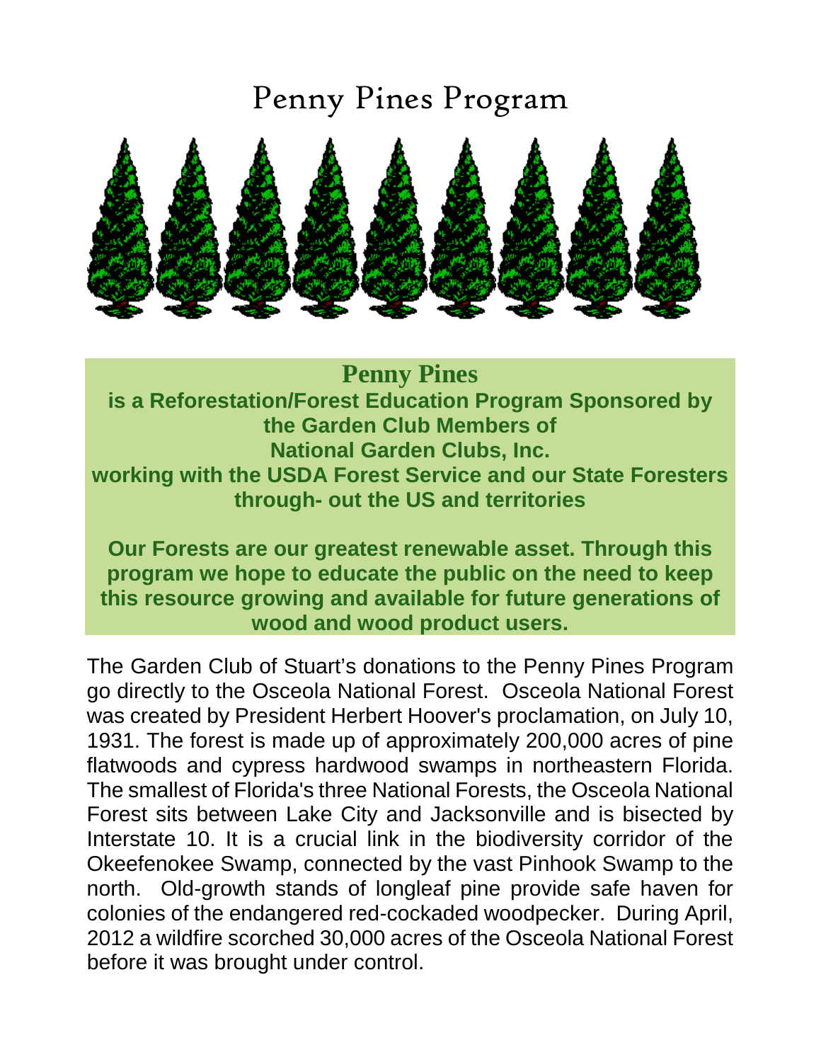# Penny Pines Program

**Penny Pines**

**is a Reforestation/Forest Education Program Sponsored by the Garden Club Members of National Garden Clubs, Inc. working with the USDA Forest Service and our State Foresters through- out the US and territories**

**Our Forests are our greatest renewable asset. Through this program we hope to educate the public on the need to keep this resource growing and available for future generations of wood and wood product users.**

The Garden Club of Stuart's donations to the Penny Pines Program go directly to the Osceola National Forest. Osceola National Forest was created by President Herbert Hoover's proclamation, on July 10, 1931. The forest is made up of approximately 200,000 acres of pine flatwoods and cypress hardwood swamps in northeastern Florida. The smallest of Florida's three National Forests, the Osceola National Forest sits between Lake City and Jacksonville and is bisected by Interstate 10. It is a crucial link in the biodiversity corridor of the Okeefenokee Swamp, connected by the vast Pinhook Swamp to the north. Old-growth stands of longleaf pine provide safe haven for colonies of the endangered red-cockaded woodpecker. During April, 2012 a wildfire scorched 30,000 acres of the Osceola National Forest before it was brought under control.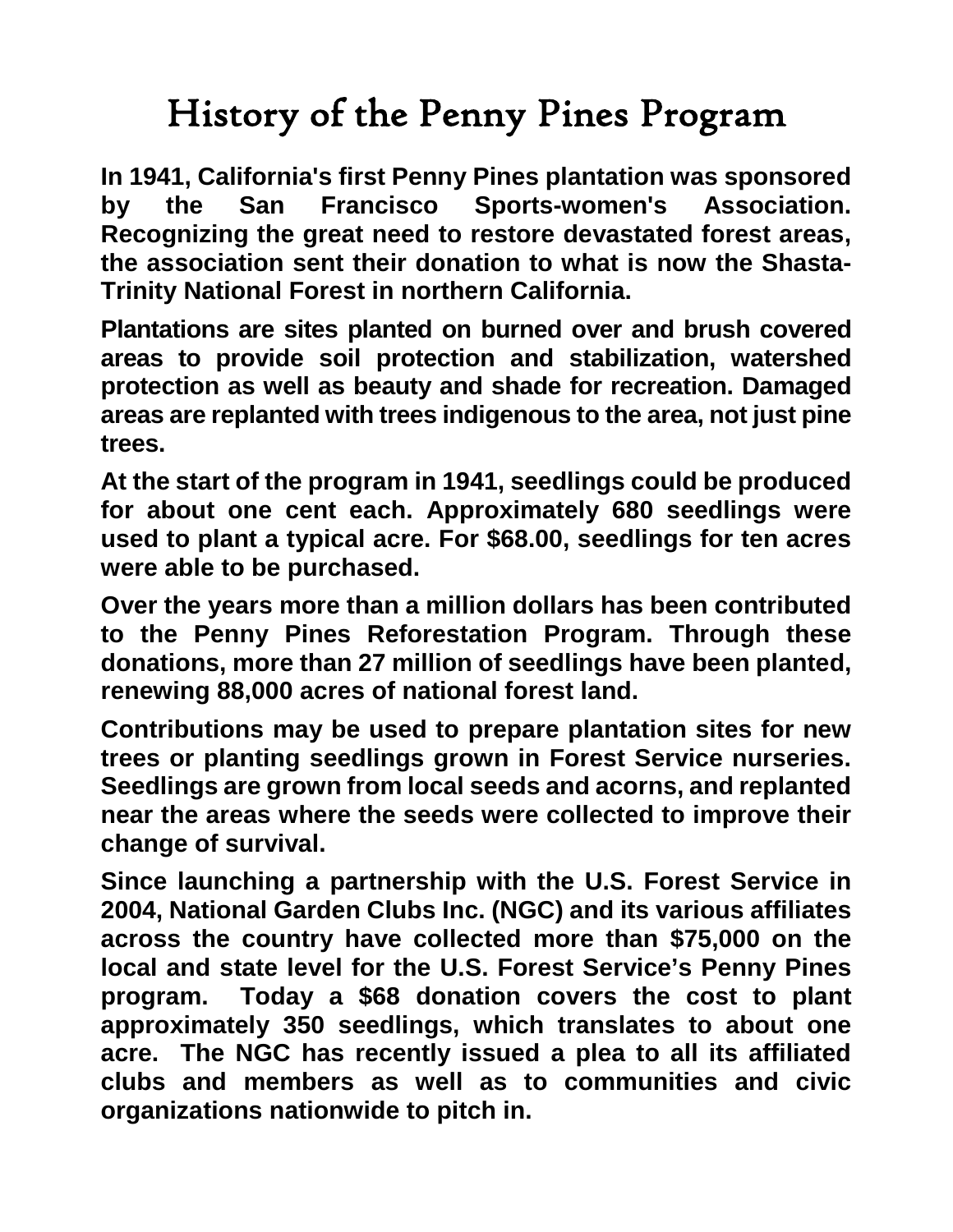# History of the Penny Pines Program

**In 1941, California's first Penny Pines plantation was sponsored by the San Francisco Sports-women's Association. Recognizing the great need to restore devastated forest areas, the association sent their donation to what is now the Shasta-Trinity National Forest in northern California.**

**Plantations are sites planted on burned over and brush covered areas to provide soil protection and stabilization, watershed protection as well as beauty and shade for recreation. Damaged areas are replanted with trees indigenous to the area, not just pine trees.**

**At the start of the program in 1941, seedlings could be produced for about one cent each. Approximately 680 seedlings were used to plant a typical acre. For $68.00, seedlings for ten acres were able to be purchased.**

**Over the years more than a million dollars has been contributed to the Penny Pines Reforestation Program. Through these donations, more than 27 million of seedlings have been planted, renewing 88,000 acres of national forest land.**

**Contributions may be used to prepare plantation sites for new trees or planting seedlings grown in Forest Service nurseries. Seedlings are grown from local seeds and acorns, and replanted near the areas where the seeds were collected to improve their change of survival.**

**Since launching a partnership with the U.S. Forest Service in 2004, National Garden Clubs Inc. (NGC) and its various affiliates across the country have collected more than $75,000 on the local and state level for the U.S. Forest Service's Penny Pines program. Today a $68 donation covers the cost to plant approximately 350 seedlings, which translates to about one acre. The NGC has recently issued a plea to all its affiliated clubs and members as well as to communities and civic organizations nationwide to pitch in.**